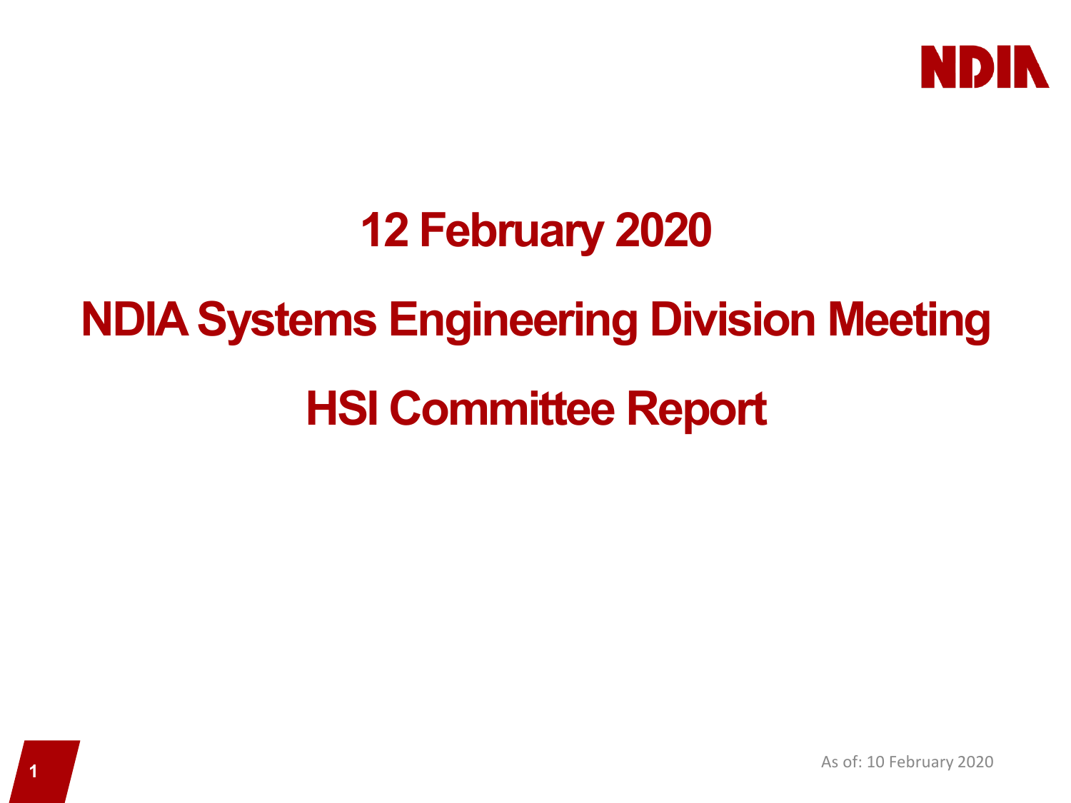# 12 February 2020

# NDIA Systems Engineering Division Meeting

# HSI Committee Report

As of: 10 February 2020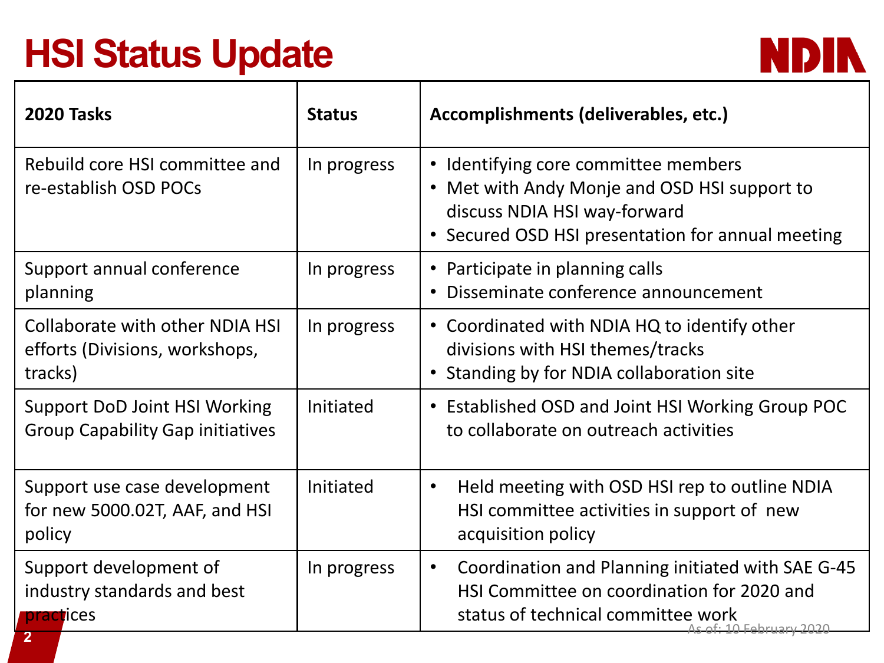# HSI Status Update

| 2020 Tasks | Status | Accomplishments (deliverables, etc.) |
|---|---|---|
| Rebuild core HSI committee and re-establish OSD POCs | In progress | • Identifying core committee members<br>• Met with Andy Monje and OSD HSI support to discuss NDIA HSI way-forward<br>• Secured OSD HSI presentation for annual meeting |
| Support annual conference planning | In progress | • Participate in planning calls<br>• Disseminate conference announcement |
| Collaborate with other NDIA HSI efforts (Divisions, workshops, tracks) | In progress | • Coordinated with NDIA HQ to identify other divisions with HSI themes/tracks<br>• Standing by for NDIA collaboration site |
| Support DoD Joint HSI Working Group Capability Gap initiatives | Initiated | • Established OSD and Joint HSI Working Group POC to collaborate on outreach activities |
| Support use case development for new 5000.02T, AAF, and HSI policy | Initiated | • Held meeting with OSD HSI rep to outline NDIA HSI committee activities in support of new acquisition policy |
| Support development of industry standards and best practices | In progress | • Coordination and Planning initiated with SAE G-45 HSI Committee on coordination for 2020 and status of technical committee work |

As of: 10 February 2020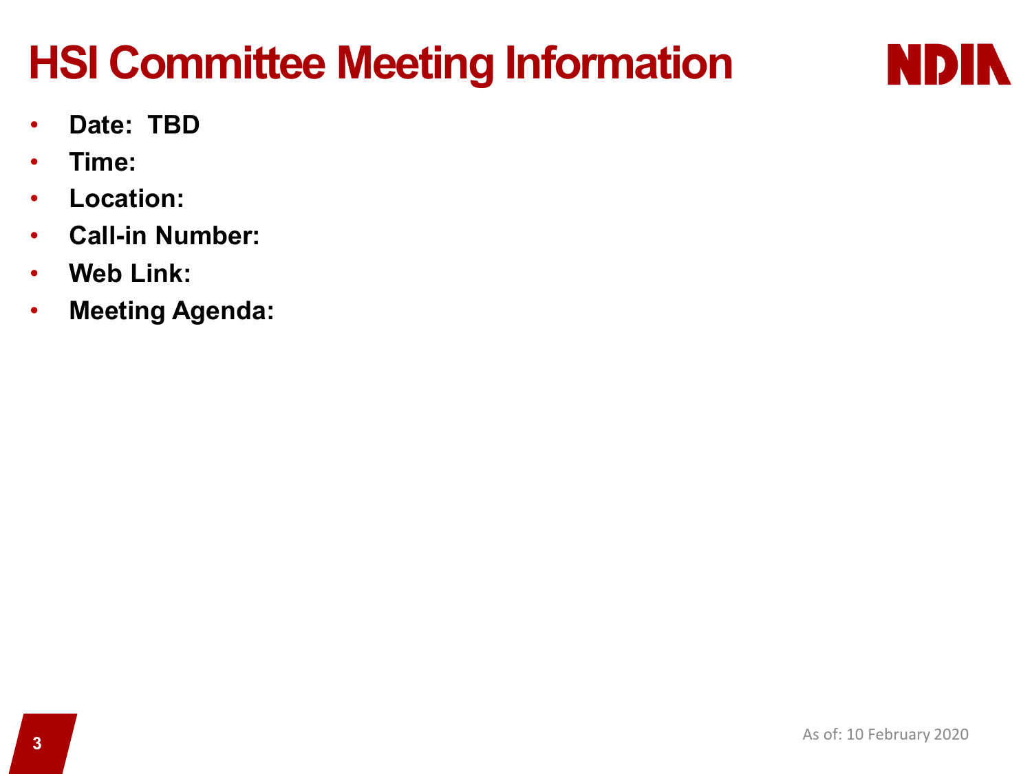# HSI Committee Meeting Information

- **Date: TBD**
- **Time:**
- **Location:**
- **Call-in Number:**
- **Web Link:**
- **Meeting Agenda:**

As of: 10 February 2020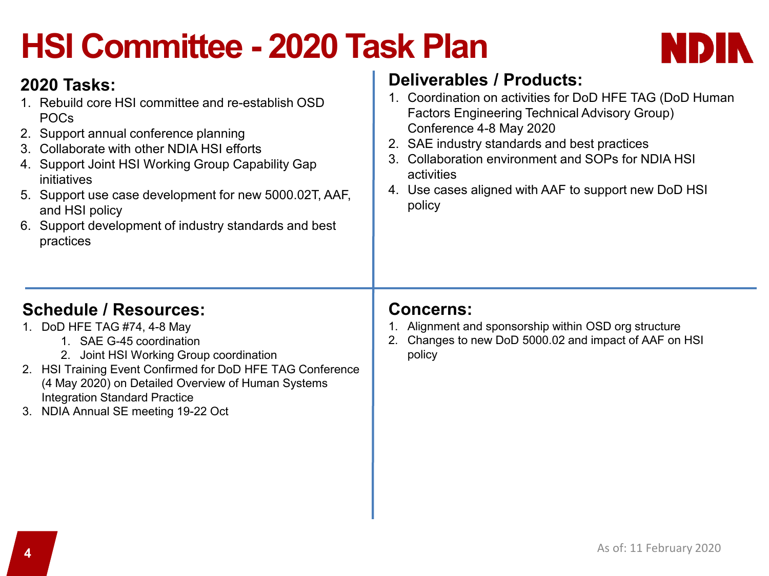# HSI Committee - 2020 Task Plan

NDIA

## 2020 Tasks:

1. Rebuild core HSI committee and re-establish OSD POCs
2. Support annual conference planning
3. Collaborate with other NDIA HSI efforts
4. Support Joint HSI Working Group Capability Gap initiatives
5. Support use case development for new 5000.02T, AAF, and HSI policy
6. Support development of industry standards and best practices

## Deliverables / Products:

1. Coordination on activities for DoD HFE TAG (DoD Human Factors Engineering Technical Advisory Group) Conference 4-8 May 2020
2. SAE industry standards and best practices
3. Collaboration environment and SOPs for NDIA HSI activities
4. Use cases aligned with AAF to support new DoD HSI policy

## Schedule / Resources:

1. DoD HFE TAG #74, 4-8 May
   1. SAE G-45 coordination
   2. Joint HSI Working Group coordination
2. HSI Training Event Confirmed for DoD HFE TAG Conference (4 May 2020) on Detailed Overview of Human Systems Integration Standard Practice
3. NDIA Annual SE meeting 19-22 Oct

## Concerns:

1. Alignment and sponsorship within OSD org structure
2. Changes to new DoD 5000.02 and impact of AAF on HSI policy

As of: 11 February 2020